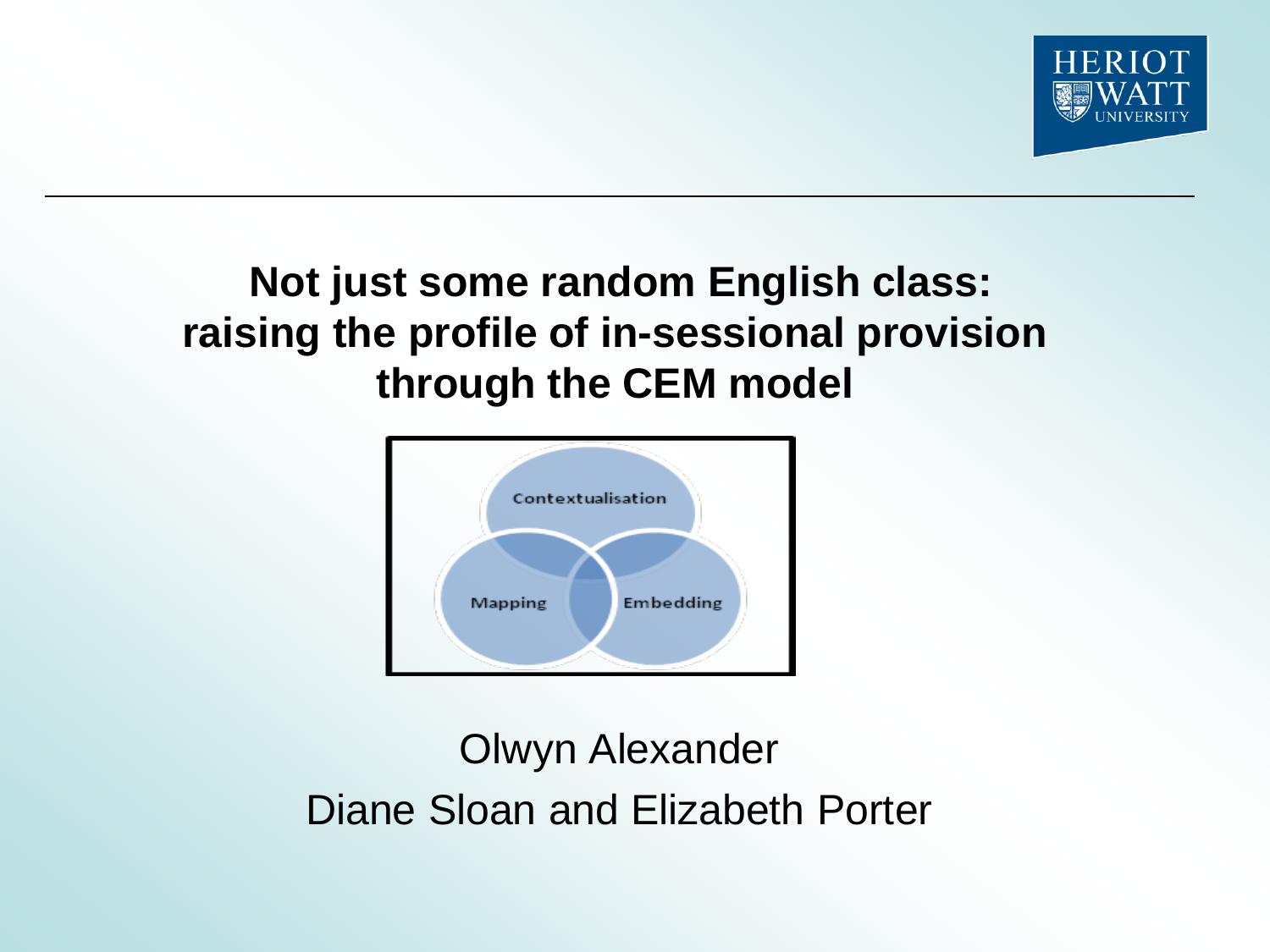# Not just some random English class: raising the profile of in-sessional provision through the CEM model

Contextualisation

Mapping

Embedding

Olwyn Alexander

Diane Sloan and Elizabeth Porter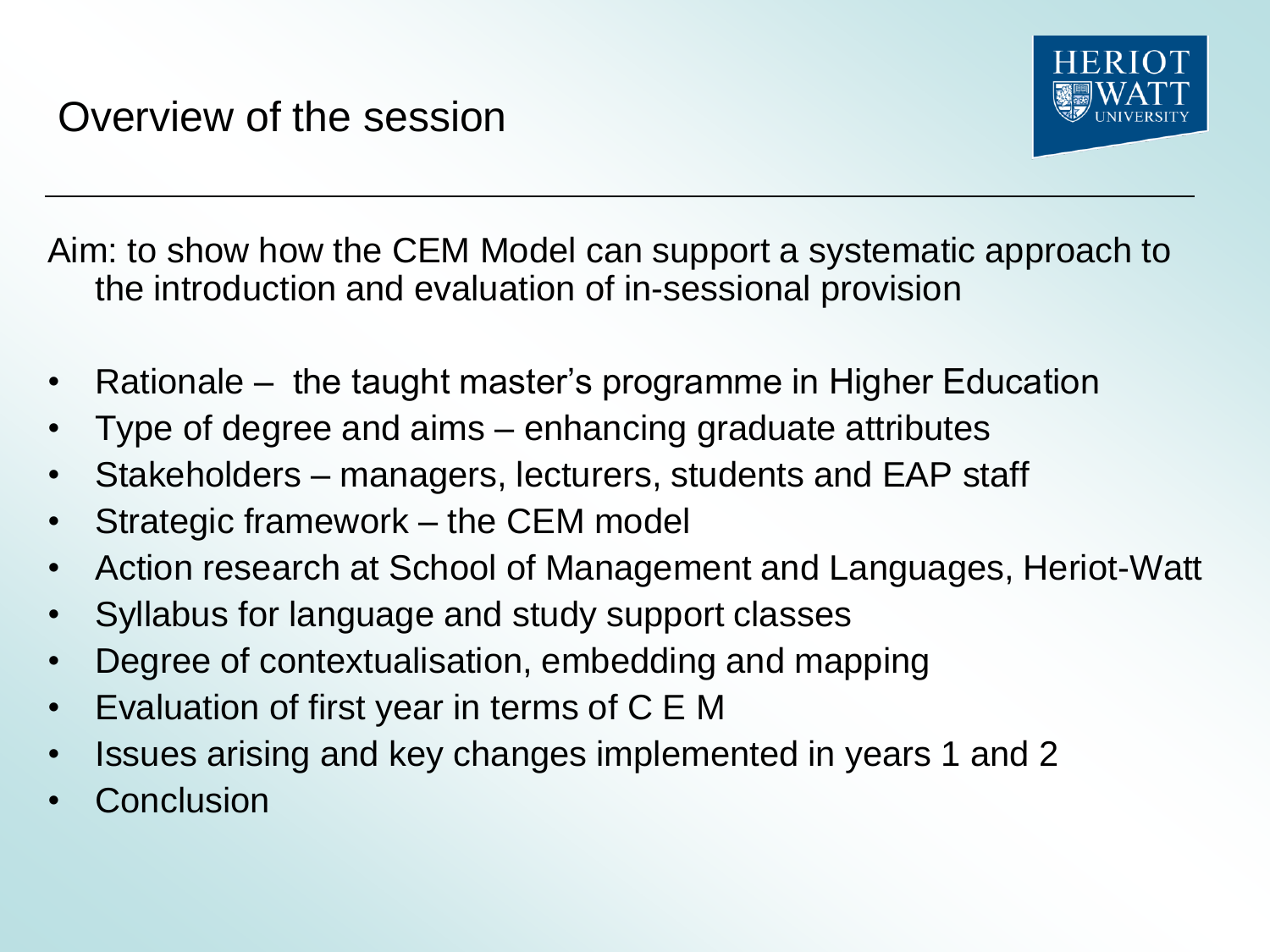# Overview of the session

Aim: to show how the CEM Model can support a systematic approach to the introduction and evaluation of in-sessional provision

- Rationale – the taught master's programme in Higher Education
- Type of degree and aims – enhancing graduate attributes
- Stakeholders – managers, lecturers, students and EAP staff
- Strategic framework – the CEM model
- Action research at School of Management and Languages, Heriot-Watt
- Syllabus for language and study support classes
- Degree of contextualisation, embedding and mapping
- Evaluation of first year in terms of C E M
- Issues arising and key changes implemented in years 1 and 2
- Conclusion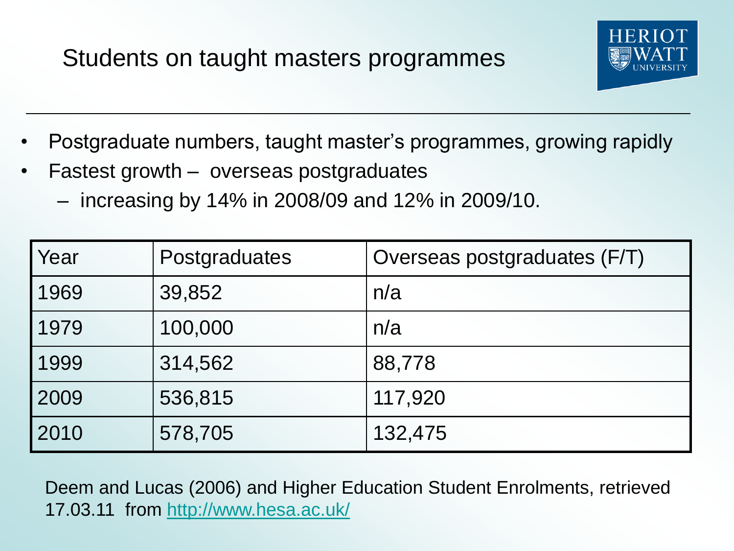# Students on taught masters programmes

- Postgraduate numbers, taught master's programmes, growing rapidly
- Fastest growth – overseas postgraduates
  - increasing by 14% in 2008/09 and 12% in 2009/10.

| Year | Postgraduates | Overseas postgraduates (F/T) |
|---|---|---|
| 1969 | 39,852 | n/a |
| 1979 | 100,000 | n/a |
| 1999 | 314,562 | 88,778 |
| 2009 | 536,815 | 117,920 |
| 2010 | 578,705 | 132,475 |

Deem and Lucas (2006) and Higher Education Student Enrolments, retrieved 17.03.11 from http://www.hesa.ac.uk/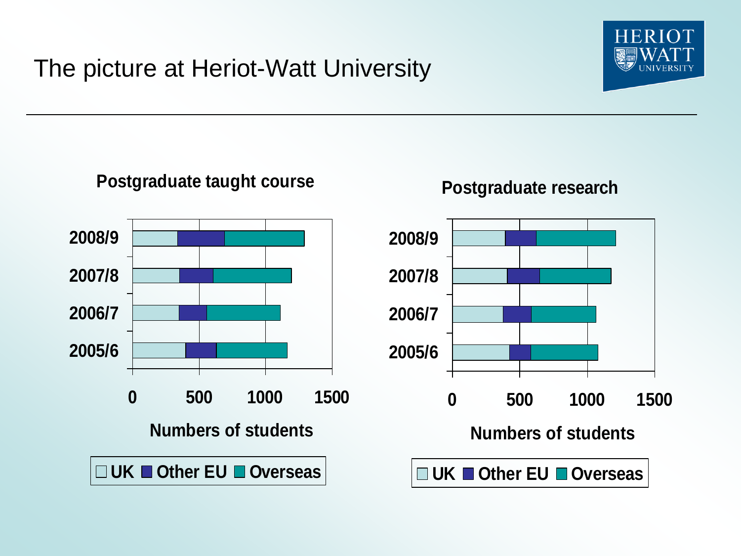# The picture at Heriot-Watt University

**Postgraduate taught course**

2008/9
2007/8
2006/7
2005/6

0 500 1000 1500

Numbers of students

UK Other EU Overseas

**Postgraduate research**

2008/9
2007/8
2006/7
2005/6

0 500 1000 1500

Numbers of students

UK Other EU Overseas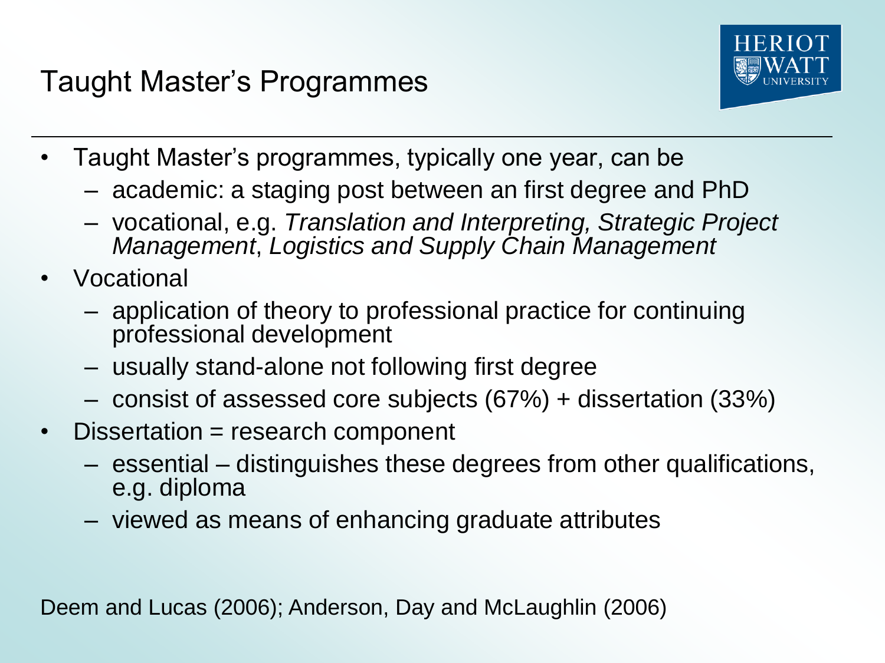# Taught Master's Programmes

- Taught Master's programmes, typically one year, can be
  - academic: a staging post between an first degree and PhD
  - vocational, e.g. *Translation and Interpreting, Strategic Project Management*, *Logistics and Supply Chain Management*
- Vocational
  - application of theory to professional practice for continuing professional development
  - usually stand-alone not following first degree
  - consist of assessed core subjects (67%) + dissertation (33%)
- Dissertation = research component
  - essential – distinguishes these degrees from other qualifications, e.g. diploma
  - viewed as means of enhancing graduate attributes

Deem and Lucas (2006); Anderson, Day and McLaughlin (2006)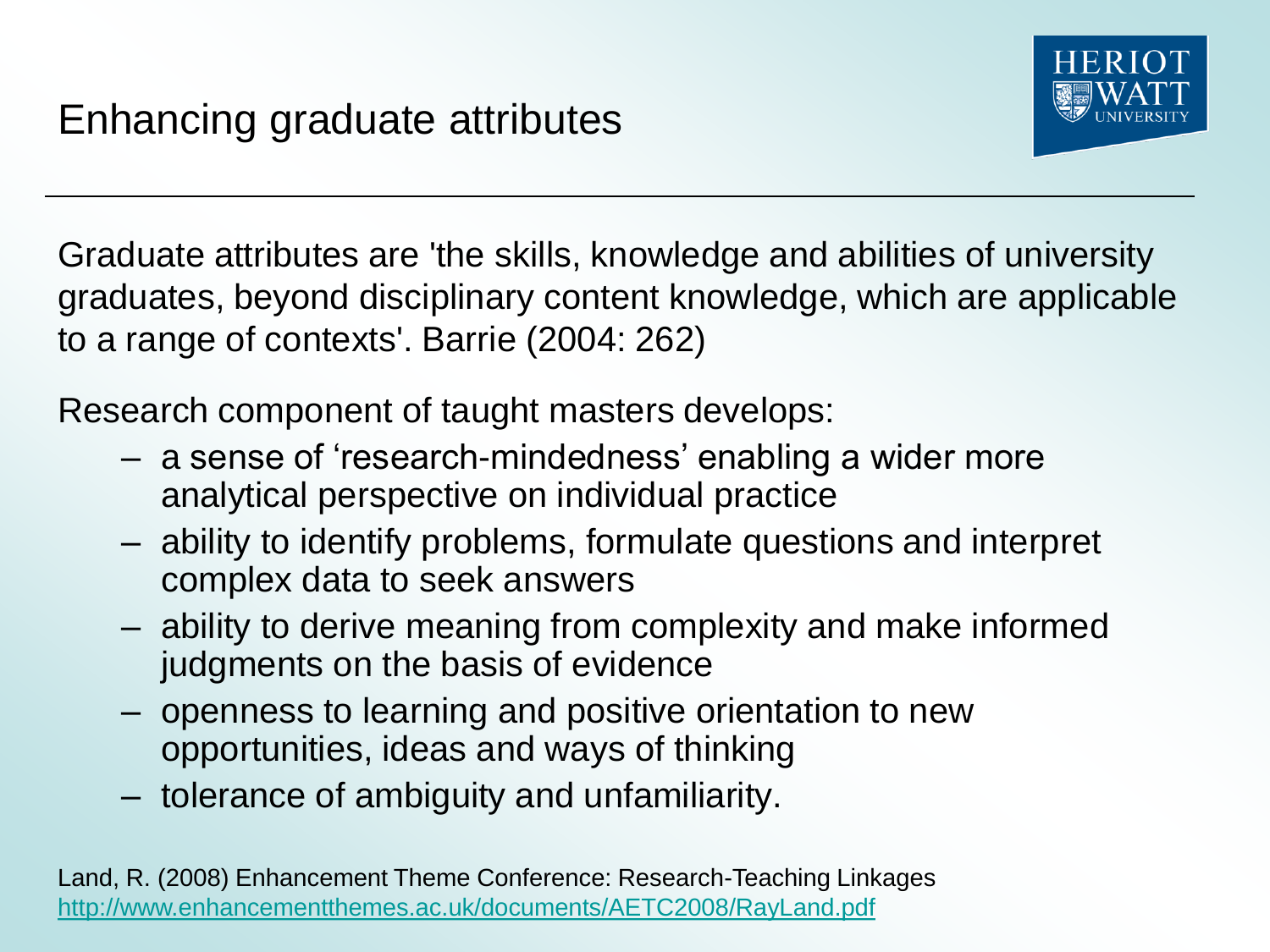# Enhancing graduate attributes

Graduate attributes are 'the skills, knowledge and abilities of university graduates, beyond disciplinary content knowledge, which are applicable to a range of contexts'. Barrie (2004: 262)

Research component of taught masters develops:

- a sense of 'research-mindedness' enabling a wider more analytical perspective on individual practice
- ability to identify problems, formulate questions and interpret complex data to seek answers
- ability to derive meaning from complexity and make informed judgments on the basis of evidence
- openness to learning and positive orientation to new opportunities, ideas and ways of thinking
- tolerance of ambiguity and unfamiliarity.

Land, R. (2008) Enhancement Theme Conference: Research-Teaching Linkages http://www.enhancementthemes.ac.uk/documents/AETC2008/RayLand.pdf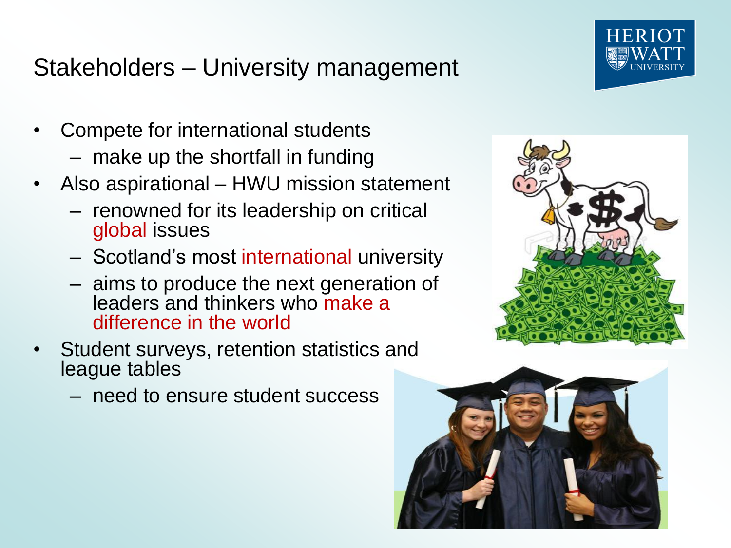# Stakeholders – University management

- Compete for international students
  - make up the shortfall in funding
- Also aspirational – HWU mission statement
  - renowned for its leadership on critical global issues
  - Scotland's most international university
  - aims to produce the next generation of leaders and thinkers who make a difference in the world
- Student surveys, retention statistics and league tables
  - need to ensure student success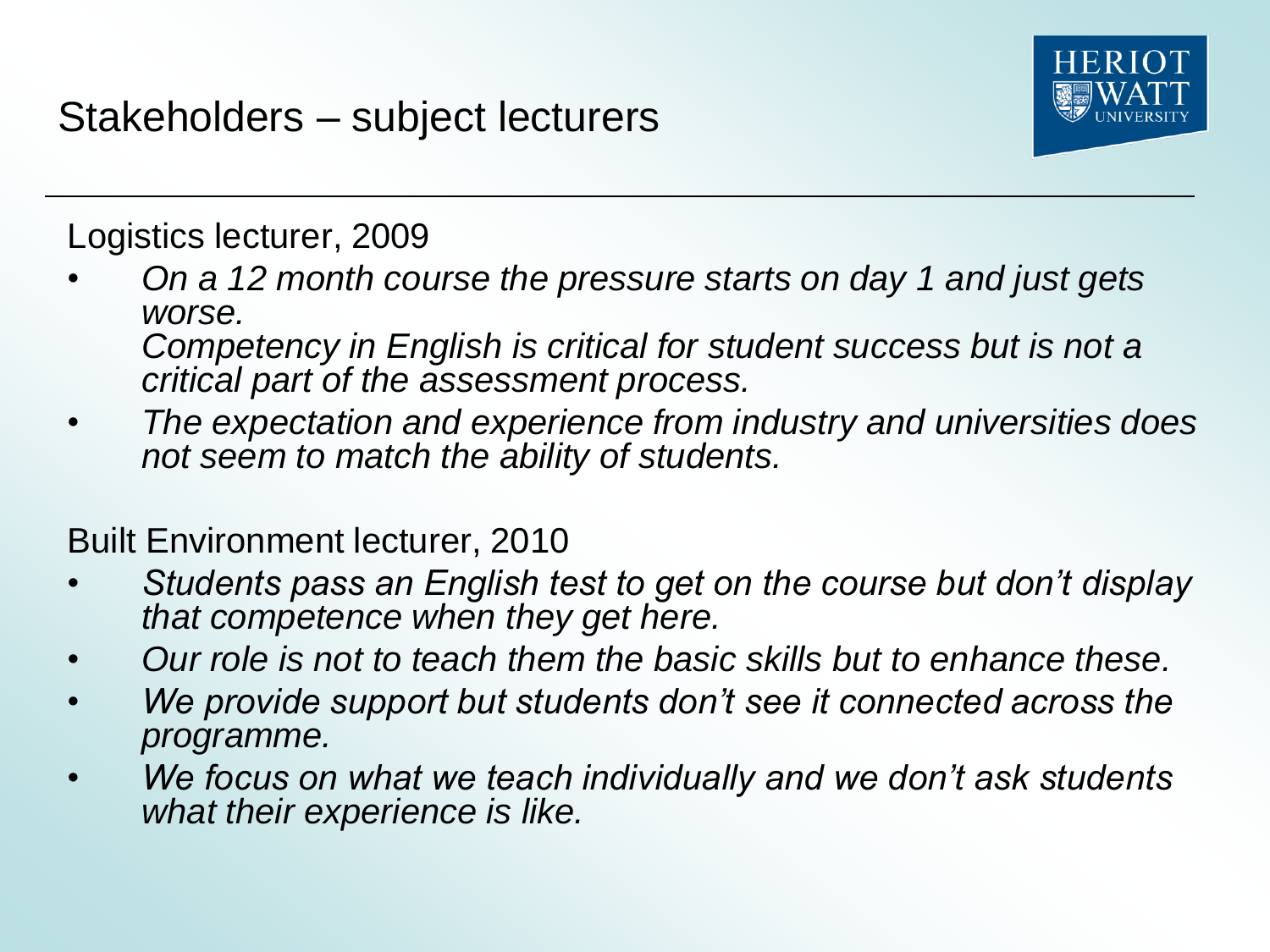# Stakeholders – subject lecturers

Logistics lecturer, 2009

- *On a 12 month course the pressure starts on day 1 and just gets worse.*
  *Competency in English is critical for student success but is not a critical part of the assessment process.*
- *The expectation and experience from industry and universities does not seem to match the ability of students.*

Built Environment lecturer, 2010

- *Students pass an English test to get on the course but don't display that competence when they get here.*
- *Our role is not to teach them the basic skills but to enhance these.*
- *We provide support but students don't see it connected across the programme.*
- *We focus on what we teach individually and we don't ask students what their experience is like.*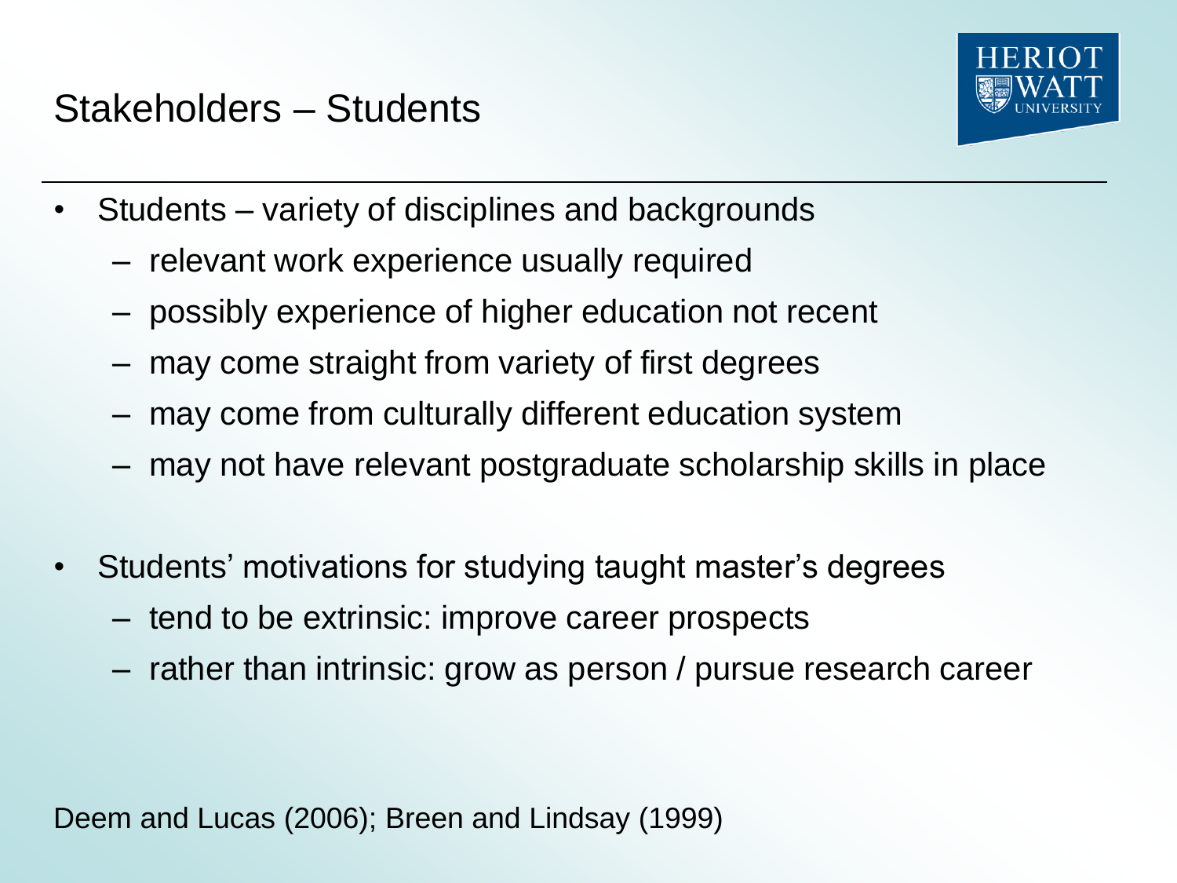# Stakeholders – Students

- Students – variety of disciplines and backgrounds
  - relevant work experience usually required
  - possibly experience of higher education not recent
  - may come straight from variety of first degrees
  - may come from culturally different education system
  - may not have relevant postgraduate scholarship skills in place

- Students' motivations for studying taught master's degrees
  - tend to be extrinsic: improve career prospects
  - rather than intrinsic: grow as person / pursue research career

Deem and Lucas (2006); Breen and Lindsay (1999)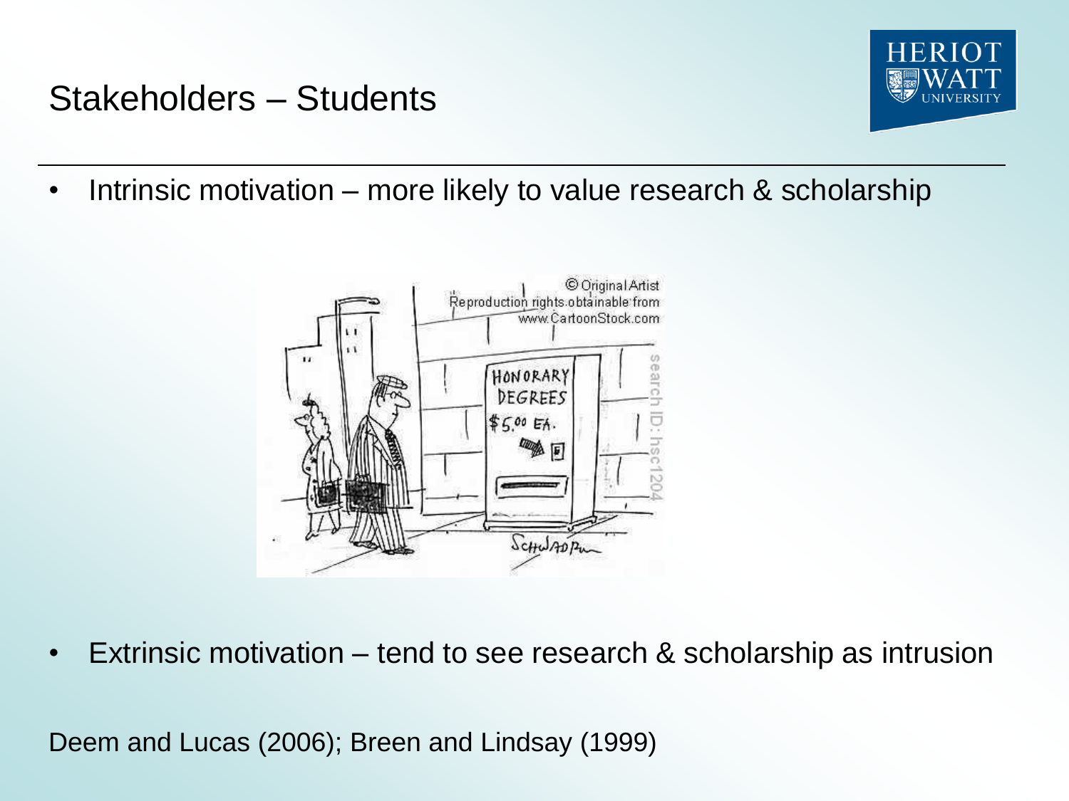## Stakeholders – Students

- Intrinsic motivation – more likely to value research & scholarship

- Extrinsic motivation – tend to see research & scholarship as intrusion

Deem and Lucas (2006); Breen and Lindsay (1999)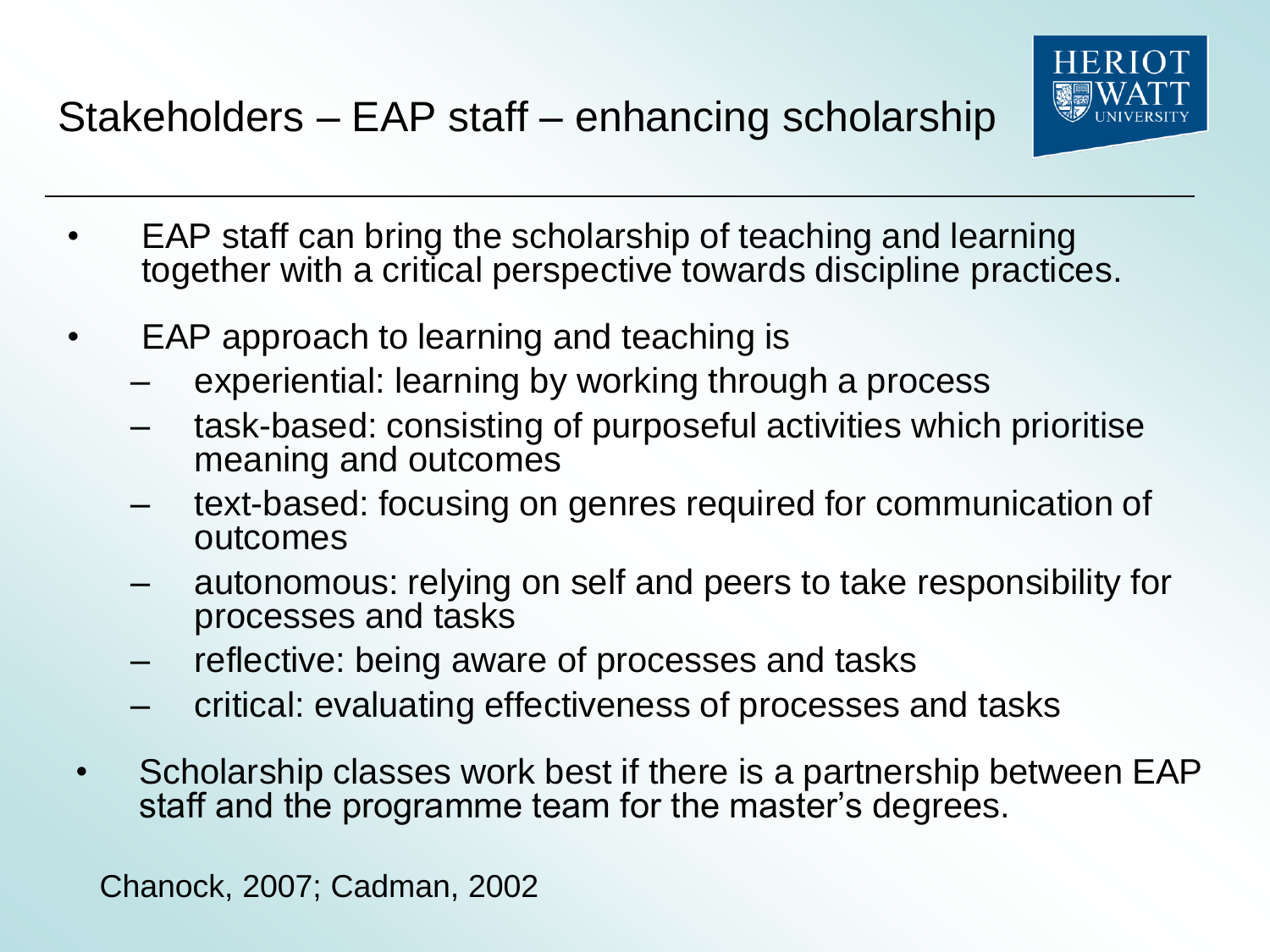# Stakeholders – EAP staff – enhancing scholarship

- EAP staff can bring the scholarship of teaching and learning together with a critical perspective towards discipline practices.
- EAP approach to learning and teaching is
  - experiential: learning by working through a process
  - task-based: consisting of purposeful activities which prioritise meaning and outcomes
  - text-based: focusing on genres required for communication of outcomes
  - autonomous: relying on self and peers to take responsibility for processes and tasks
  - reflective: being aware of processes and tasks
  - critical: evaluating effectiveness of processes and tasks
- Scholarship classes work best if there is a partnership between EAP staff and the programme team for the master's degrees.

Chanock, 2007; Cadman, 2002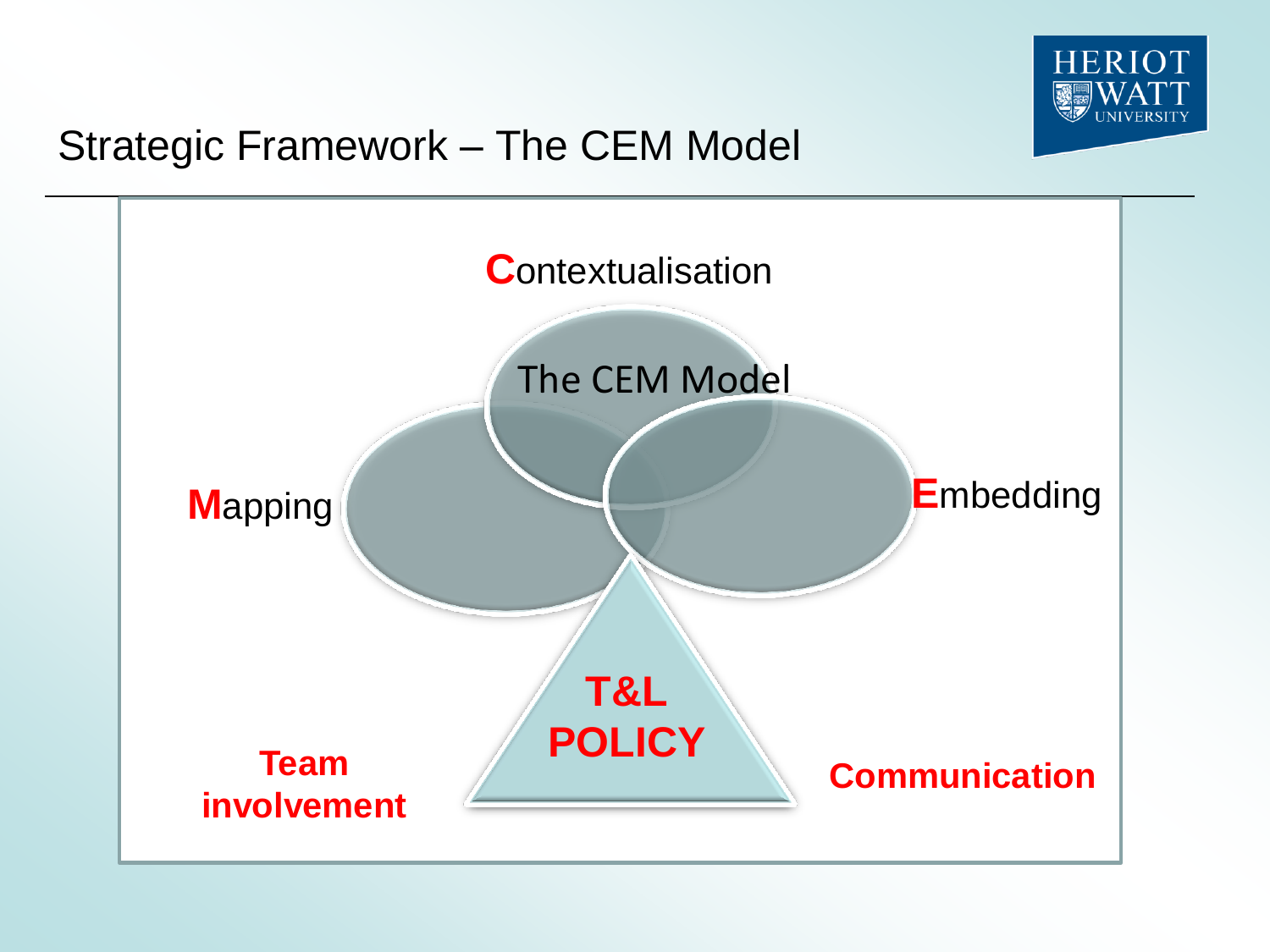# Strategic Framework – The CEM Model

**C**ontextualisation

The CEM Model

**M**apping

**E**mbedding

**T&L POLICY**

**Team involvement**

**Communication**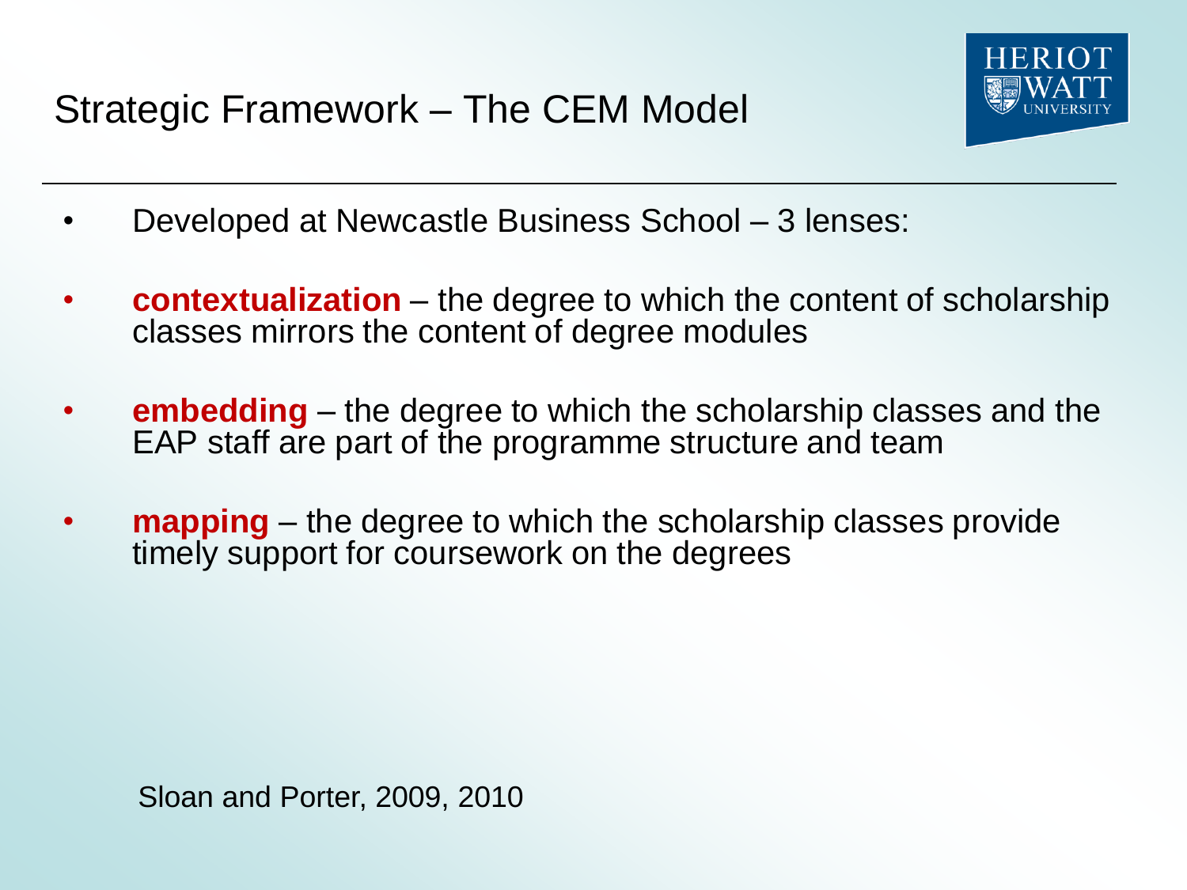# Strategic Framework – The CEM Model

- Developed at Newcastle Business School – 3 lenses:
- **contextualization** – the degree to which the content of scholarship classes mirrors the content of degree modules
- **embedding** – the degree to which the scholarship classes and the EAP staff are part of the programme structure and team
- **mapping** – the degree to which the scholarship classes provide timely support for coursework on the degrees

Sloan and Porter, 2009, 2010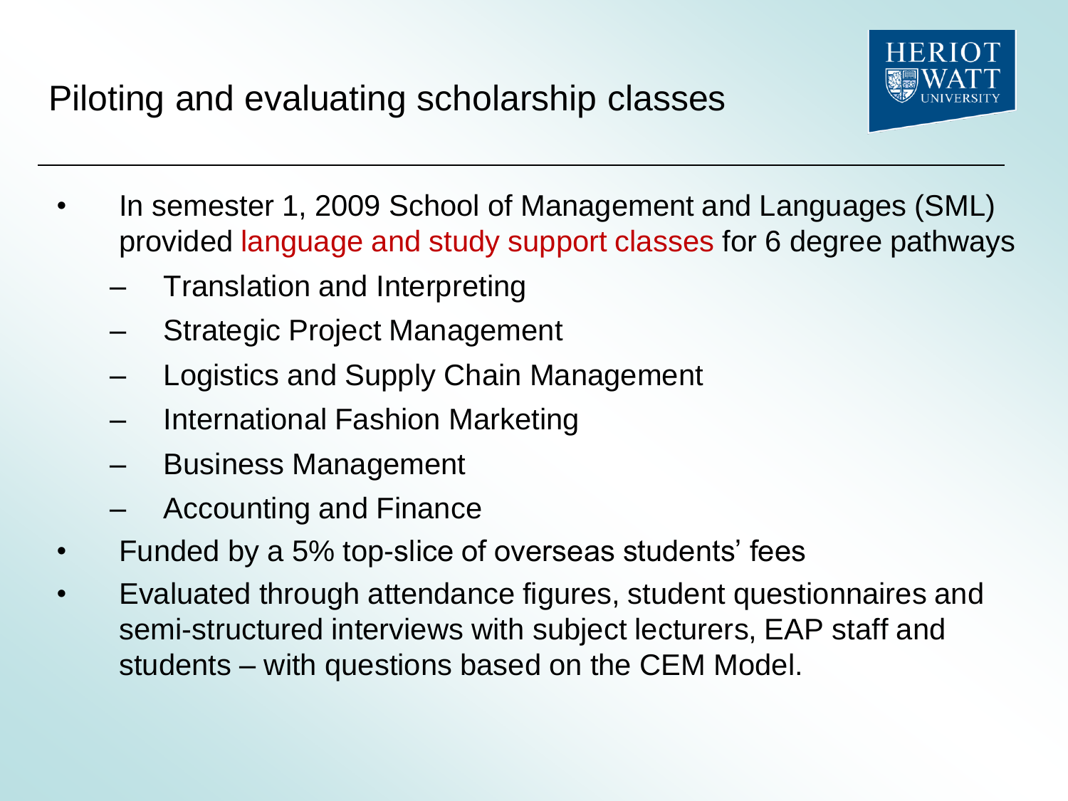# Piloting and evaluating scholarship classes

- In semester 1, 2009 School of Management and Languages (SML) provided language and study support classes for 6 degree pathways
  - Translation and Interpreting
  - Strategic Project Management
  - Logistics and Supply Chain Management
  - International Fashion Marketing
  - Business Management
  - Accounting and Finance
- Funded by a 5% top-slice of overseas students' fees
- Evaluated through attendance figures, student questionnaires and semi-structured interviews with subject lecturers, EAP staff and students – with questions based on the CEM Model.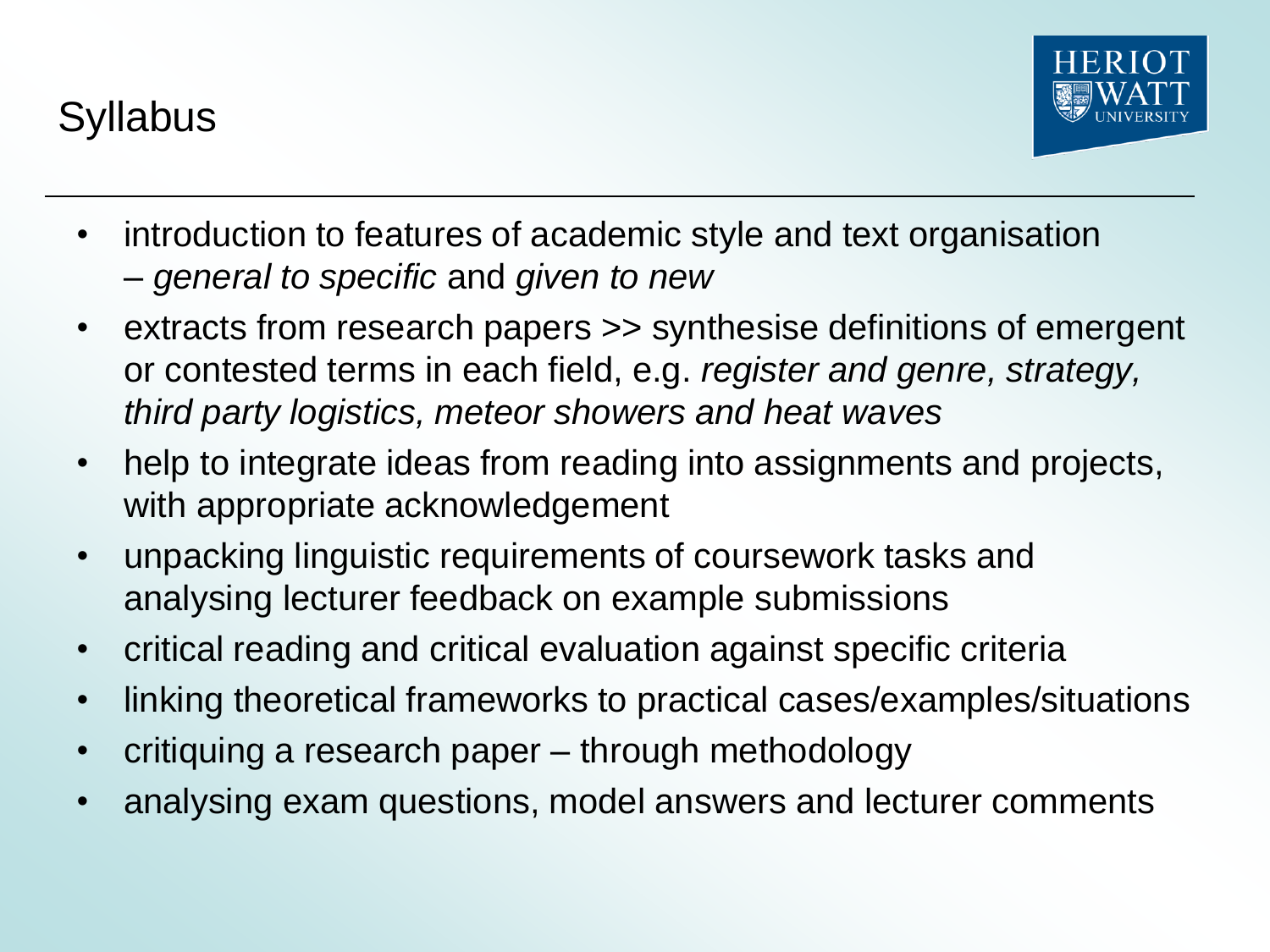# Syllabus

- introduction to features of academic style and text organisation – *general to specific* and *given to new*
- extracts from research papers >> synthesise definitions of emergent or contested terms in each field, e.g. *register and genre, strategy, third party logistics, meteor showers and heat waves*
- help to integrate ideas from reading into assignments and projects, with appropriate acknowledgement
- unpacking linguistic requirements of coursework tasks and analysing lecturer feedback on example submissions
- critical reading and critical evaluation against specific criteria
- linking theoretical frameworks to practical cases/examples/situations
- critiquing a research paper – through methodology
- analysing exam questions, model answers and lecturer comments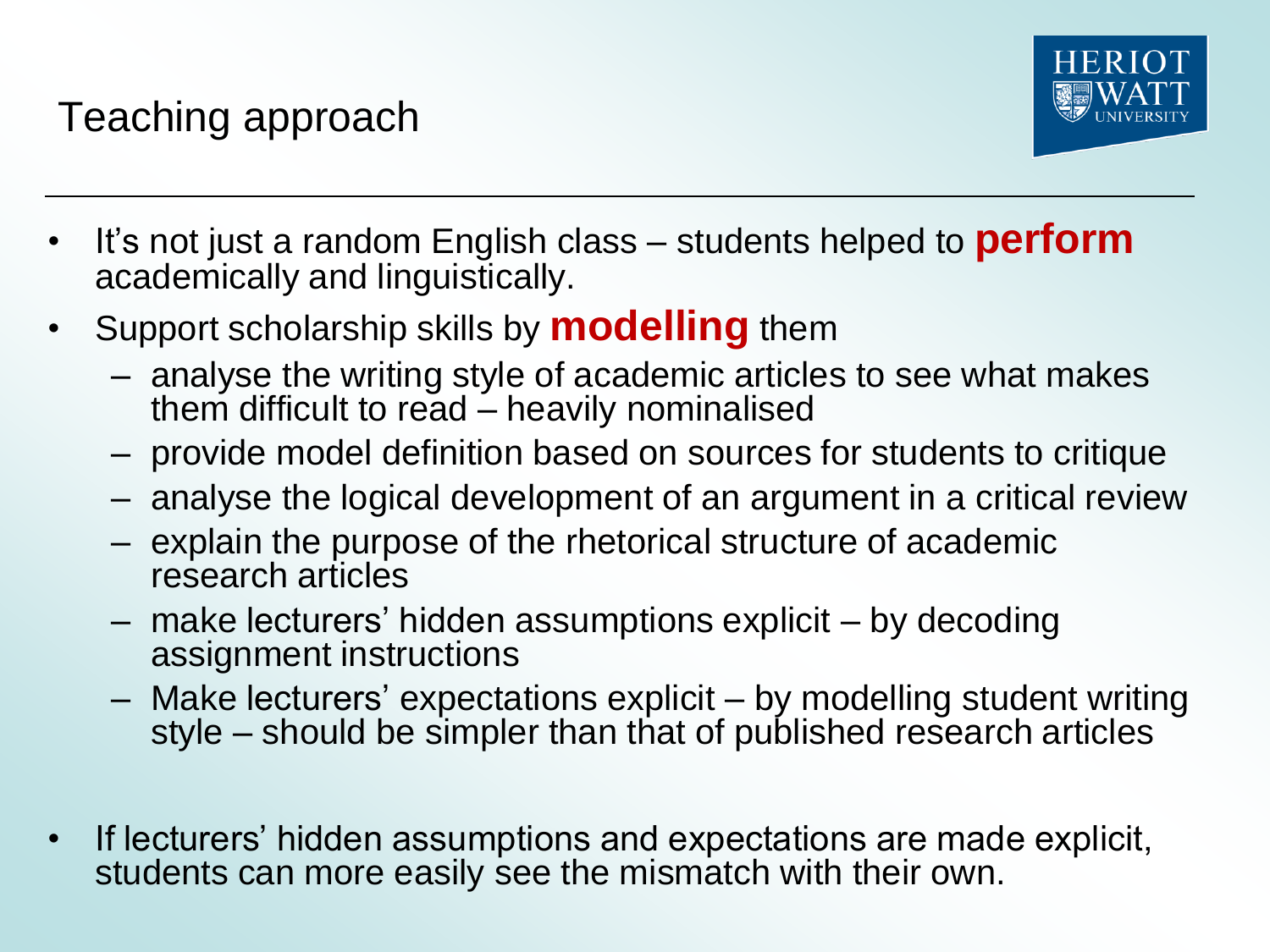# Teaching approach

- It's not just a random English class – students helped to **perform** academically and linguistically.
- Support scholarship skills by **modelling** them
  - analyse the writing style of academic articles to see what makes them difficult to read – heavily nominalised
  - provide model definition based on sources for students to critique
  - analyse the logical development of an argument in a critical review
  - explain the purpose of the rhetorical structure of academic research articles
  - make lecturers' hidden assumptions explicit – by decoding assignment instructions
  - Make lecturers' expectations explicit – by modelling student writing style – should be simpler than that of published research articles
- If lecturers' hidden assumptions and expectations are made explicit, students can more easily see the mismatch with their own.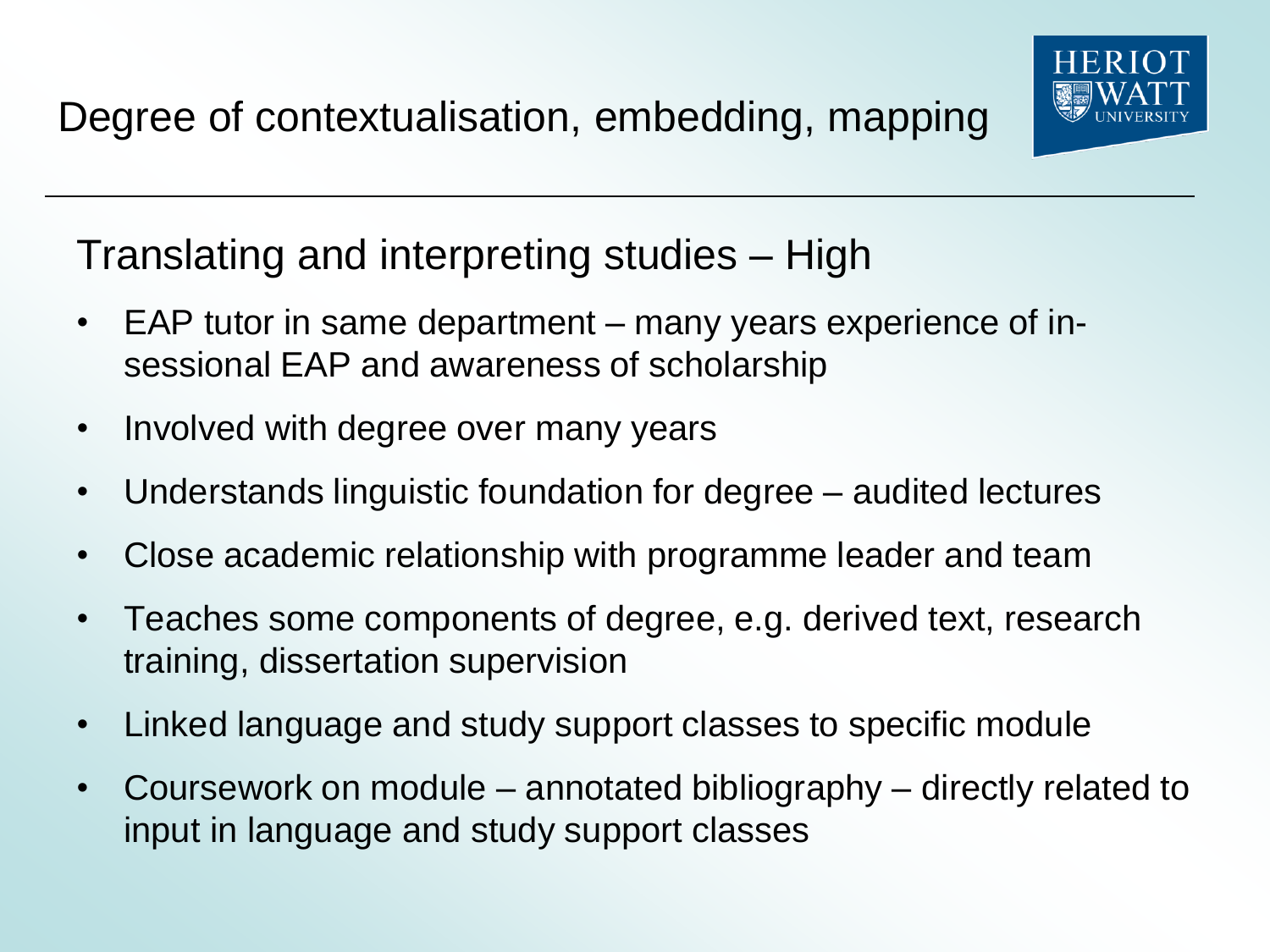# Degree of contextualisation, embedding, mapping

## Translating and interpreting studies – High

- EAP tutor in same department – many years experience of in-sessional EAP and awareness of scholarship
- Involved with degree over many years
- Understands linguistic foundation for degree – audited lectures
- Close academic relationship with programme leader and team
- Teaches some components of degree, e.g. derived text, research training, dissertation supervision
- Linked language and study support classes to specific module
- Coursework on module – annotated bibliography – directly related to input in language and study support classes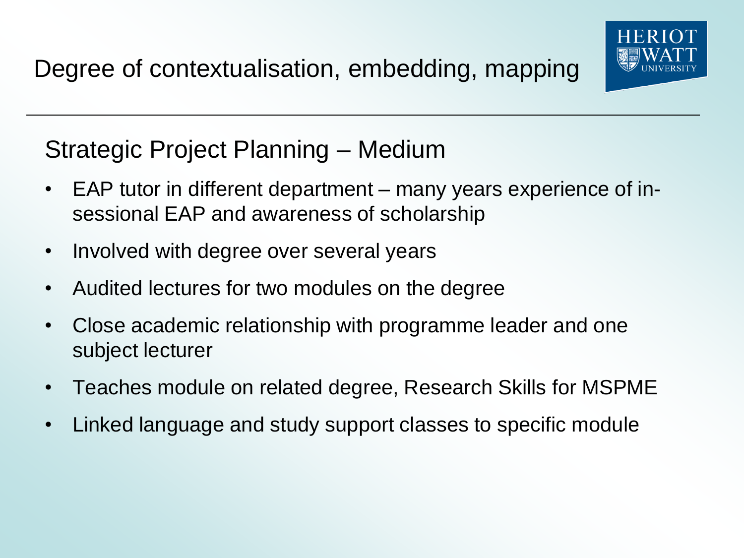# Degree of contextualisation, embedding, mapping

## Strategic Project Planning – Medium

- EAP tutor in different department – many years experience of in-sessional EAP and awareness of scholarship
- Involved with degree over several years
- Audited lectures for two modules on the degree
- Close academic relationship with programme leader and one subject lecturer
- Teaches module on related degree, Research Skills for MSPME
- Linked language and study support classes to specific module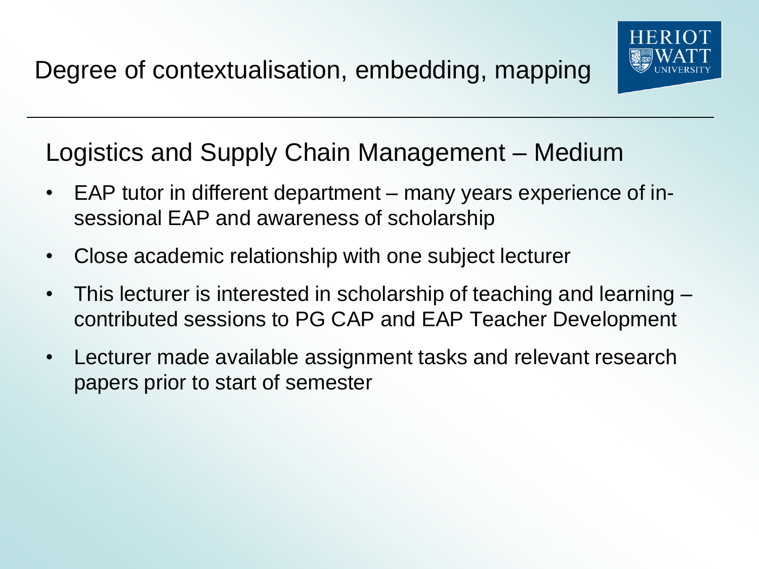# Degree of contextualisation, embedding, mapping

## Logistics and Supply Chain Management – Medium

- EAP tutor in different department – many years experience of in-sessional EAP and awareness of scholarship
- Close academic relationship with one subject lecturer
- This lecturer is interested in scholarship of teaching and learning – contributed sessions to PG CAP and EAP Teacher Development
- Lecturer made available assignment tasks and relevant research papers prior to start of semester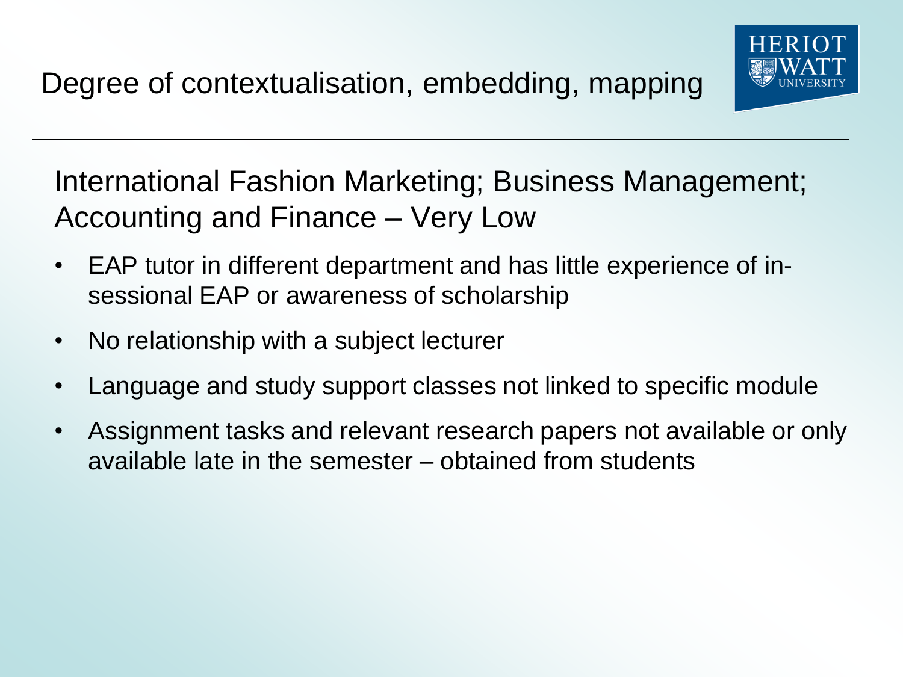# Degree of contextualisation, embedding, mapping

## International Fashion Marketing; Business Management; Accounting and Finance – Very Low

- EAP tutor in different department and has little experience of in-sessional EAP or awareness of scholarship
- No relationship with a subject lecturer
- Language and study support classes not linked to specific module
- Assignment tasks and relevant research papers not available or only available late in the semester – obtained from students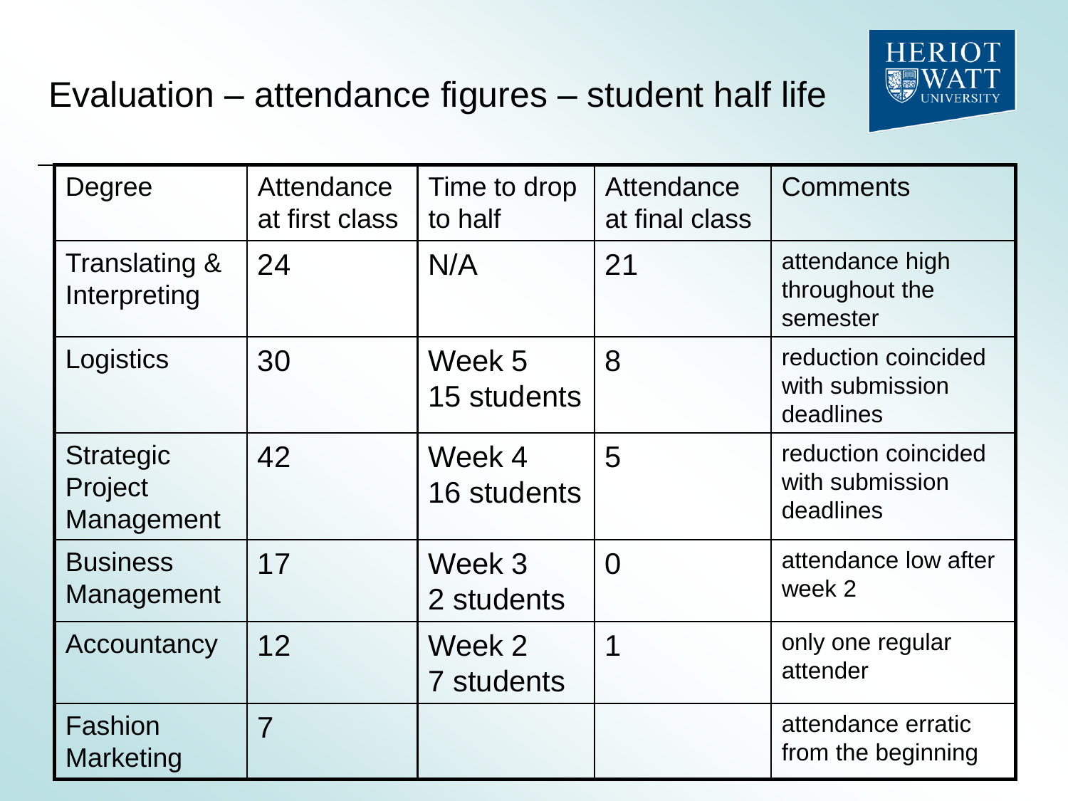# Evaluation – attendance figures – student half life

| Degree | Attendance at first class | Time to drop to half | Attendance at final class | Comments |
|---|---|---|---|---|
| Translating & Interpreting | 24 | N/A | 21 | attendance high throughout the semester |
| Logistics | 30 | Week 5 15 students | 8 | reduction coincided with submission deadlines |
| Strategic Project Management | 42 | Week 4 16 students | 5 | reduction coincided with submission deadlines |
| Business Management | 17 | Week 3 2 students | 0 | attendance low after week 2 |
| Accountancy | 12 | Week 2 7 students | 1 | only one regular attender |
| Fashion Marketing | 7 | | | attendance erratic from the beginning |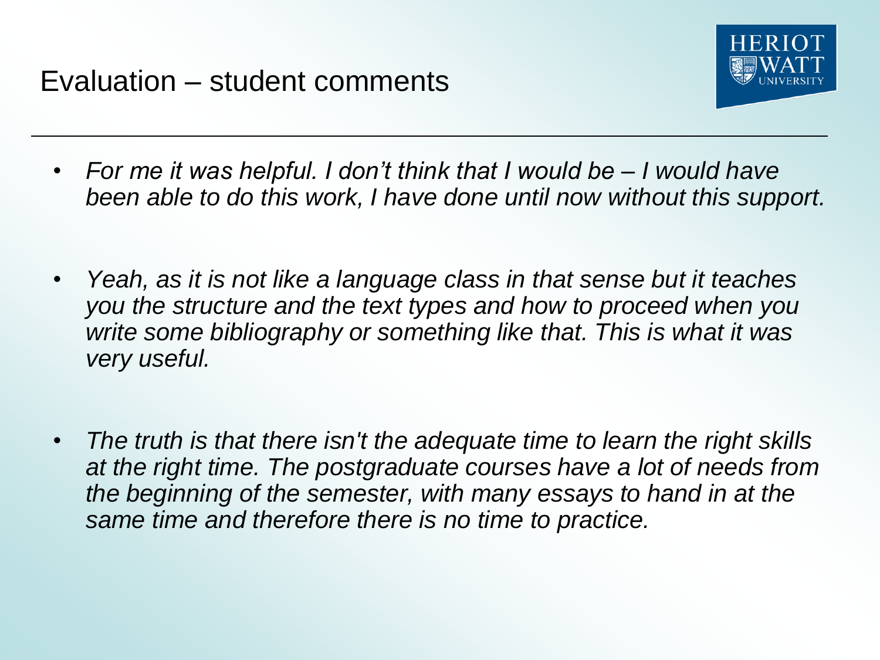# Evaluation – student comments

- *For me it was helpful. I don't think that I would be – I would have been able to do this work, I have done until now without this support.*

- *Yeah, as it is not like a language class in that sense but it teaches you the structure and the text types and how to proceed when you write some bibliography or something like that. This is what it was very useful.*

- *The truth is that there isn't the adequate time to learn the right skills at the right time. The postgraduate courses have a lot of needs from the beginning of the semester, with many essays to hand in at the same time and therefore there is no time to practice.*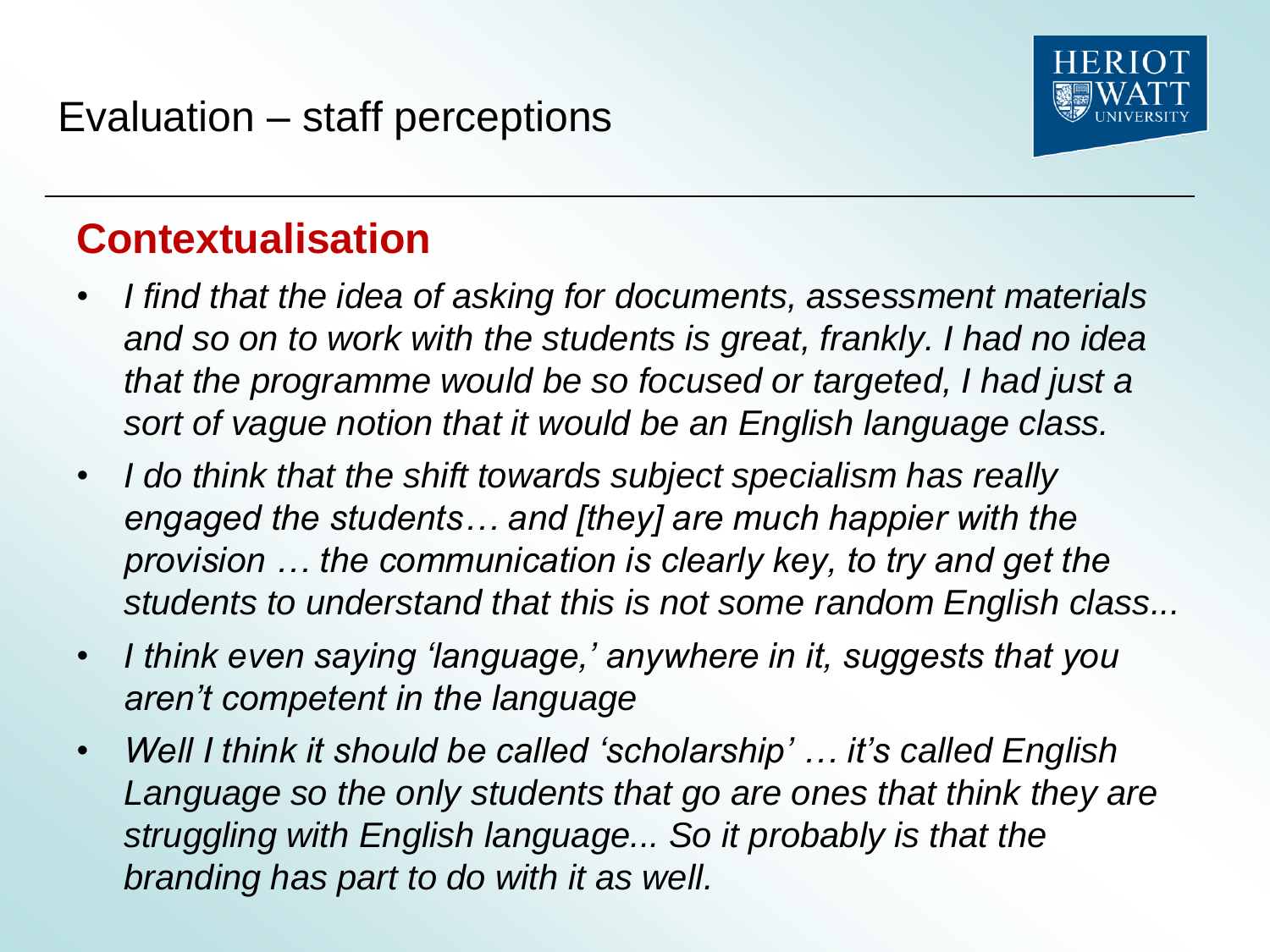# Evaluation – staff perceptions

## Contextualisation

- *I find that the idea of asking for documents, assessment materials and so on to work with the students is great, frankly. I had no idea that the programme would be so focused or targeted, I had just a sort of vague notion that it would be an English language class.*
- *I do think that the shift towards subject specialism has really engaged the students… and [they] are much happier with the provision … the communication is clearly key, to try and get the students to understand that this is not some random English class...*
- *I think even saying 'language,' anywhere in it, suggests that you aren't competent in the language*
- *Well I think it should be called 'scholarship' … it's called English Language so the only students that go are ones that think they are struggling with English language... So it probably is that the branding has part to do with it as well.*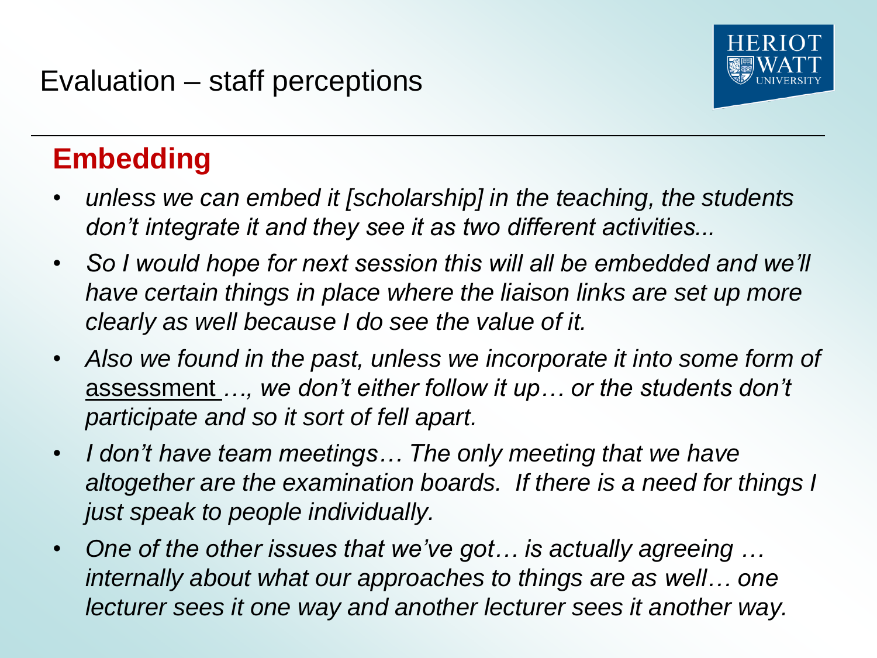# Evaluation – staff perceptions

## Embedding

- *unless we can embed it [scholarship] in the teaching, the students don't integrate it and they see it as two different activities...*
- *So I would hope for next session this will all be embedded and we'll have certain things in place where the liaison links are set up more clearly as well because I do see the value of it.*
- *Also we found in the past, unless we incorporate it into some form of* assessment *…, we don't either follow it up… or the students don't participate and so it sort of fell apart.*
- *I don't have team meetings… The only meeting that we have altogether are the examination boards. If there is a need for things I just speak to people individually.*
- *One of the other issues that we've got… is actually agreeing … internally about what our approaches to things are as well… one lecturer sees it one way and another lecturer sees it another way.*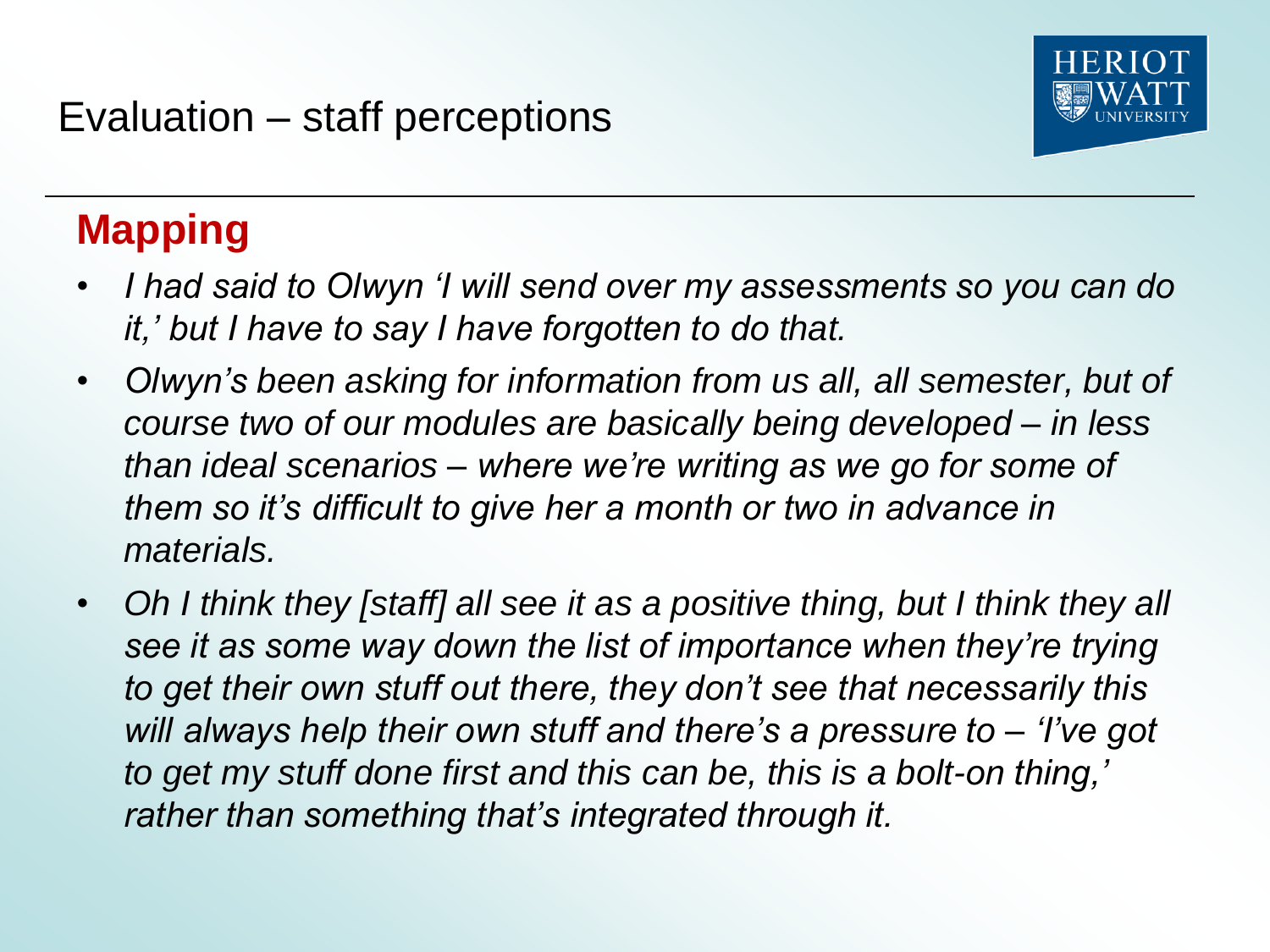# Evaluation – staff perceptions

## Mapping

- *I had said to Olwyn 'I will send over my assessments so you can do it,' but I have to say I have forgotten to do that.*
- *Olwyn's been asking for information from us all, all semester, but of course two of our modules are basically being developed – in less than ideal scenarios – where we're writing as we go for some of them so it's difficult to give her a month or two in advance in materials.*
- *Oh I think they [staff] all see it as a positive thing, but I think they all see it as some way down the list of importance when they're trying to get their own stuff out there, they don't see that necessarily this will always help their own stuff and there's a pressure to – 'I've got to get my stuff done first and this can be, this is a bolt-on thing,' rather than something that's integrated through it.*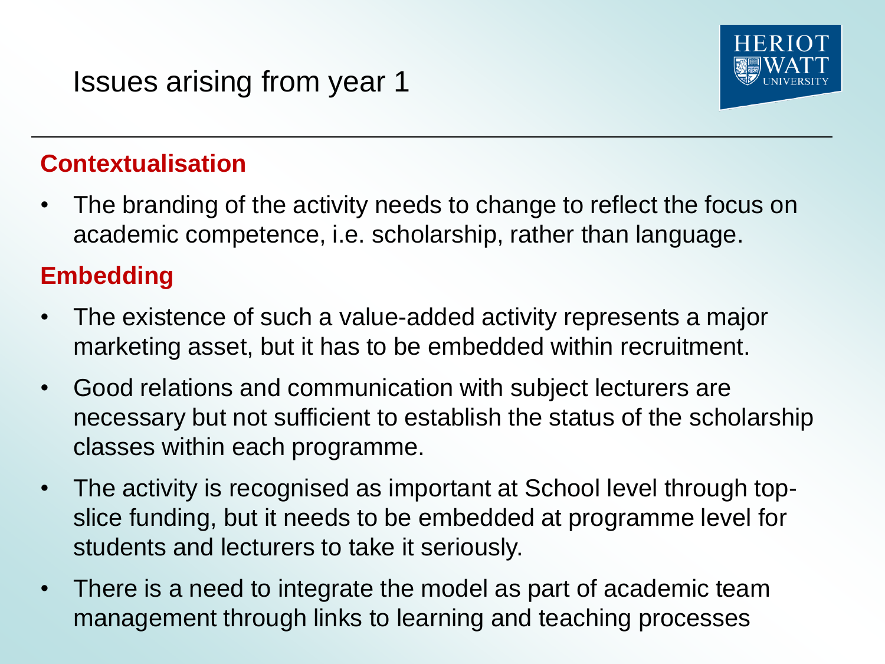# Issues arising from year 1

## Contextualisation

- The branding of the activity needs to change to reflect the focus on academic competence, i.e. scholarship, rather than language.

## Embedding

- The existence of such a value-added activity represents a major marketing asset, but it has to be embedded within recruitment.
- Good relations and communication with subject lecturers are necessary but not sufficient to establish the status of the scholarship classes within each programme.
- The activity is recognised as important at School level through top-slice funding, but it needs to be embedded at programme level for students and lecturers to take it seriously.
- There is a need to integrate the model as part of academic team management through links to learning and teaching processes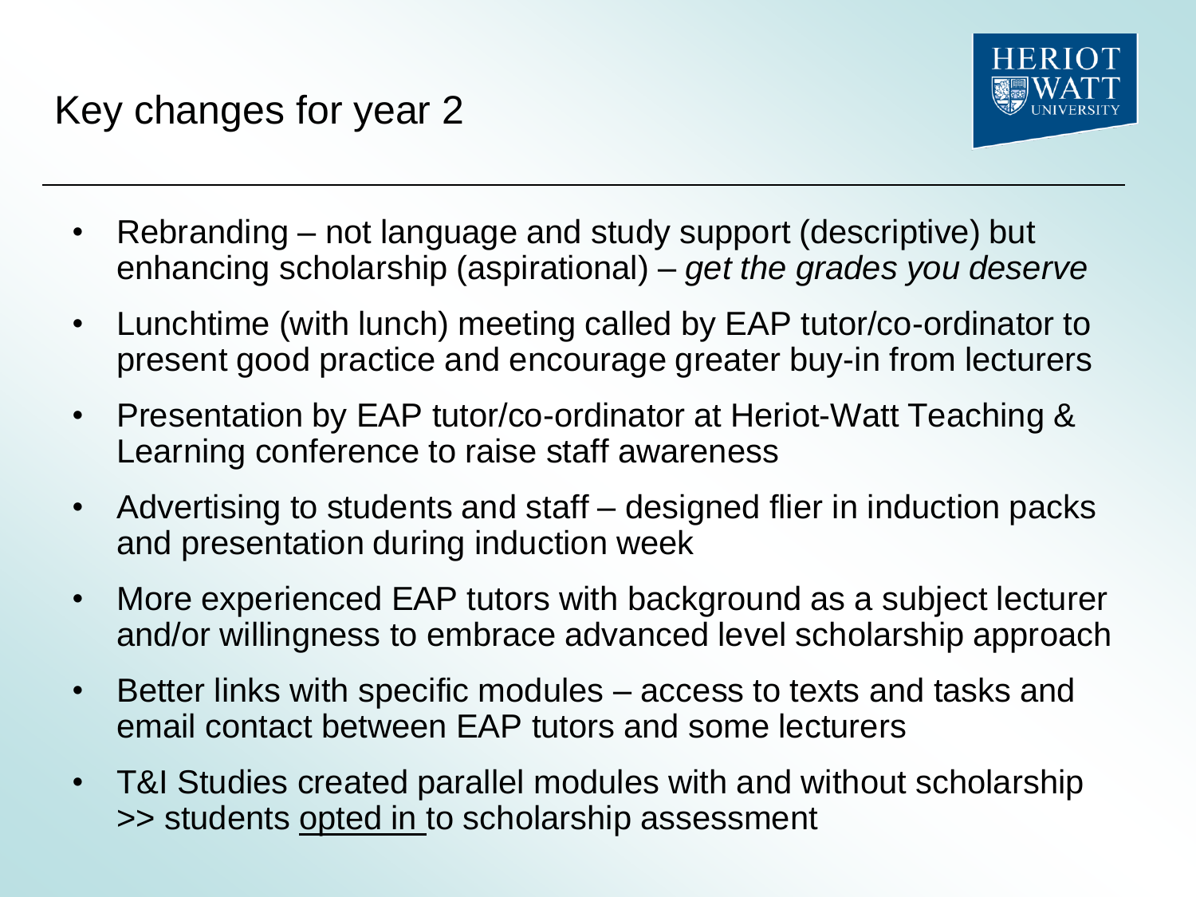# Key changes for year 2

- Rebranding – not language and study support (descriptive) but enhancing scholarship (aspirational) – *get the grades you deserve*
- Lunchtime (with lunch) meeting called by EAP tutor/co-ordinator to present good practice and encourage greater buy-in from lecturers
- Presentation by EAP tutor/co-ordinator at Heriot-Watt Teaching & Learning conference to raise staff awareness
- Advertising to students and staff – designed flier in induction packs and presentation during induction week
- More experienced EAP tutors with background as a subject lecturer and/or willingness to embrace advanced level scholarship approach
- Better links with specific modules – access to texts and tasks and email contact between EAP tutors and some lecturers
- T&I Studies created parallel modules with and without scholarship >> students <u>opted in</u> to scholarship assessment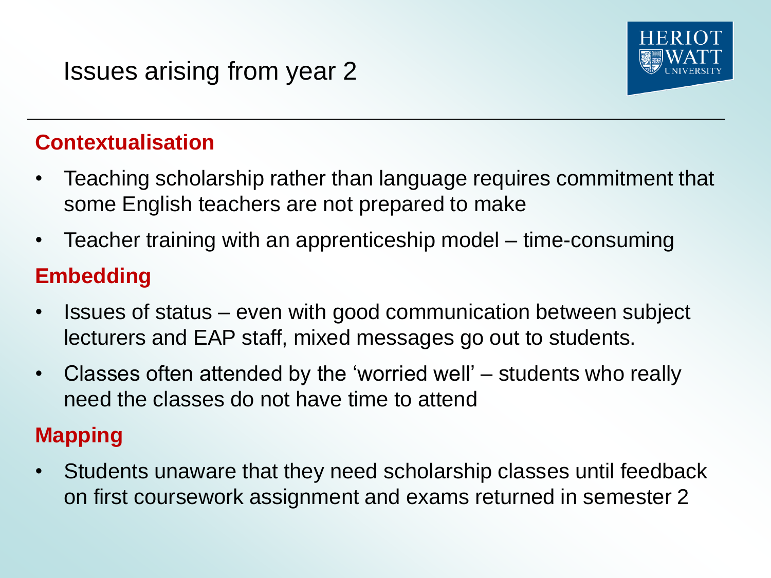# Issues arising from year 2

## Contextualisation

- Teaching scholarship rather than language requires commitment that some English teachers are not prepared to make
- Teacher training with an apprenticeship model – time-consuming

## Embedding

- Issues of status – even with good communication between subject lecturers and EAP staff, mixed messages go out to students.
- Classes often attended by the 'worried well' – students who really need the classes do not have time to attend

## Mapping

- Students unaware that they need scholarship classes until feedback on first coursework assignment and exams returned in semester 2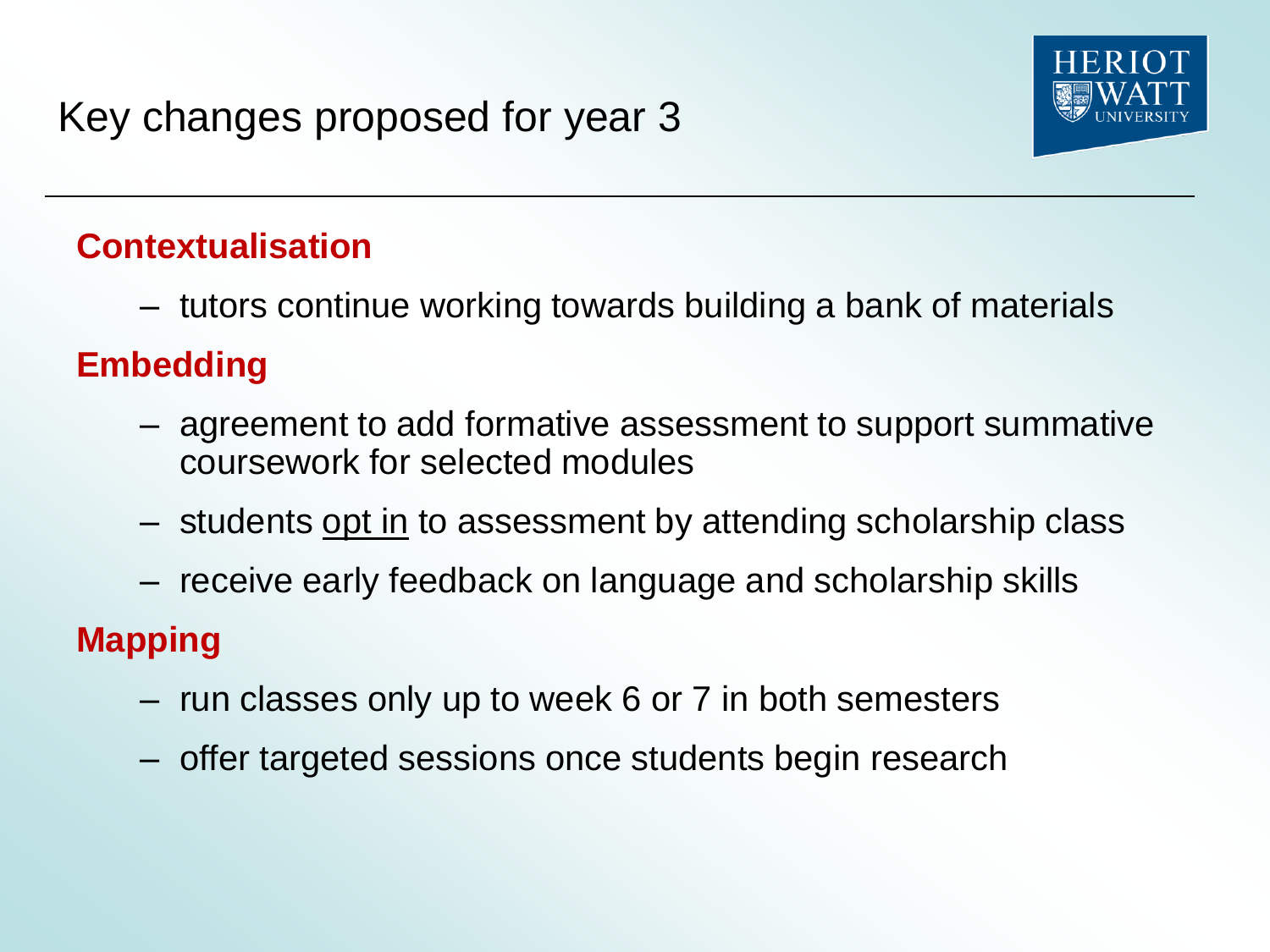# Key changes proposed for year 3

**Contextualisation**

- tutors continue working towards building a bank of materials

**Embedding**

- agreement to add formative assessment to support summative coursework for selected modules
- students opt in to assessment by attending scholarship class
- receive early feedback on language and scholarship skills

**Mapping**

- run classes only up to week 6 or 7 in both semesters
- offer targeted sessions once students begin research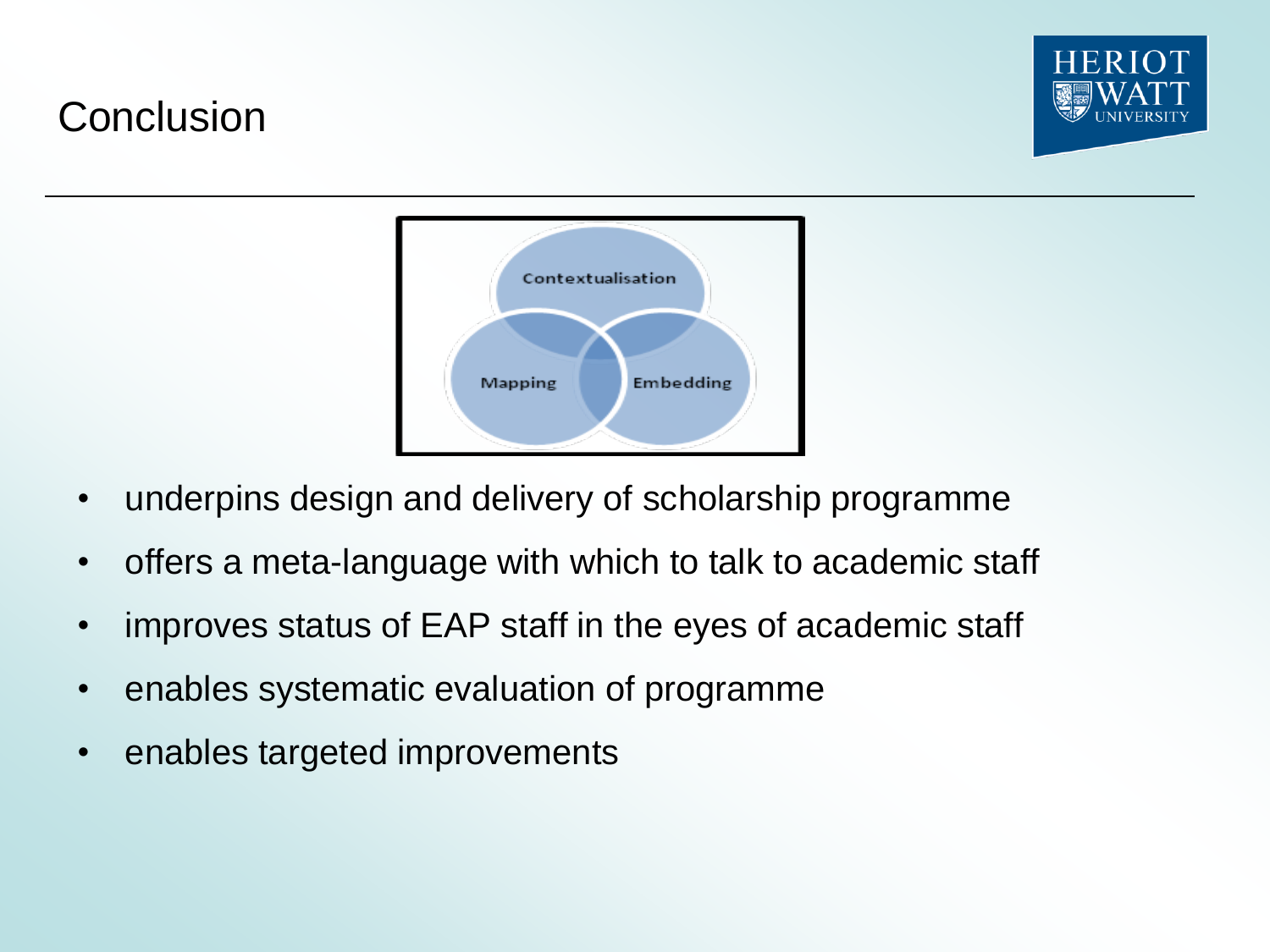# Conclusion

Contextualisation

Mapping

Embedding

- underpins design and delivery of scholarship programme
- offers a meta-language with which to talk to academic staff
- improves status of EAP staff in the eyes of academic staff
- enables systematic evaluation of programme
- enables targeted improvements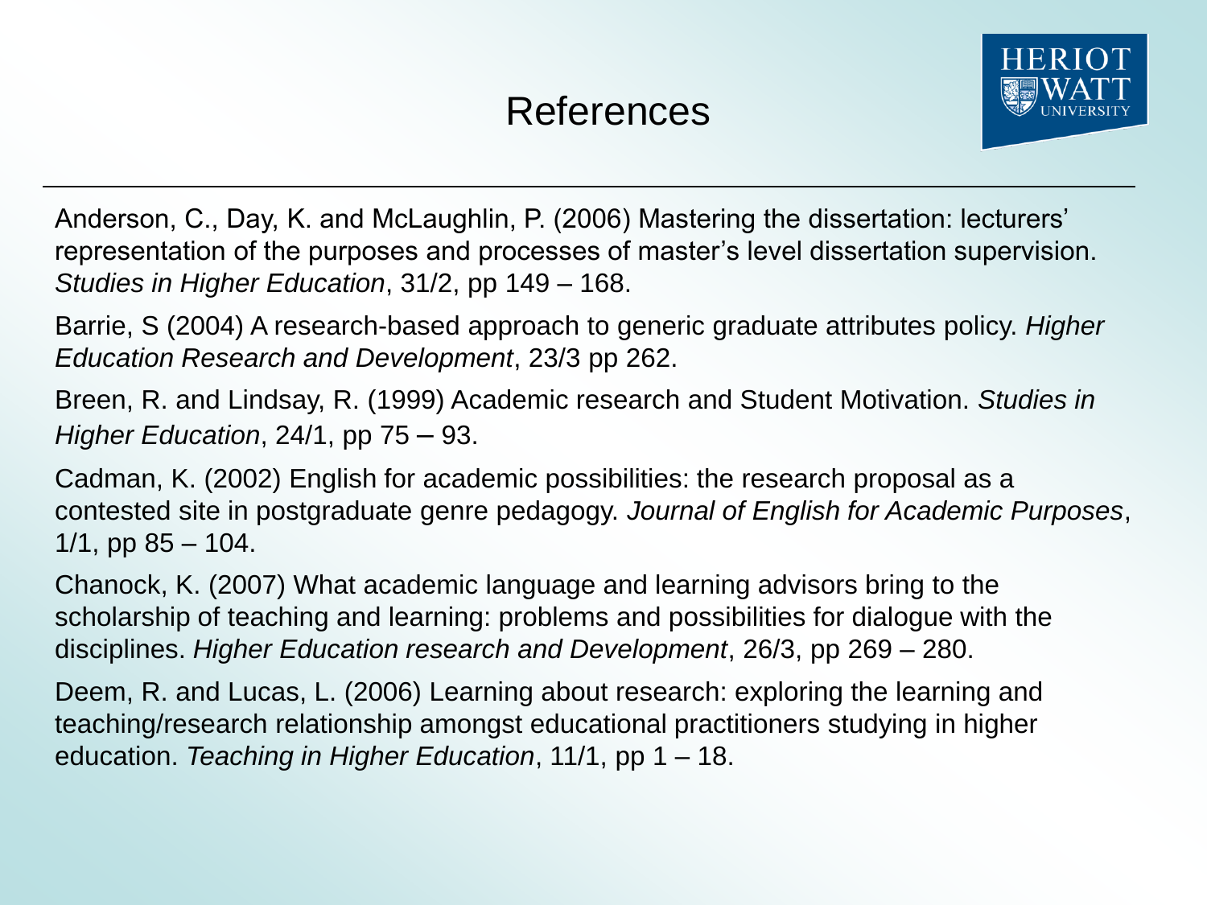# References

Anderson, C., Day, K. and McLaughlin, P. (2006) Mastering the dissertation: lecturers' representation of the purposes and processes of master's level dissertation supervision. *Studies in Higher Education*, 31/2, pp 149 – 168.

Barrie, S (2004) A research-based approach to generic graduate attributes policy. *Higher Education Research and Development*, 23/3 pp 262.

Breen, R. and Lindsay, R. (1999) Academic research and Student Motivation. *Studies in Higher Education*, 24/1, pp 75 – 93.

Cadman, K. (2002) English for academic possibilities: the research proposal as a contested site in postgraduate genre pedagogy. *Journal of English for Academic Purposes*, 1/1, pp 85 – 104.

Chanock, K. (2007) What academic language and learning advisors bring to the scholarship of teaching and learning: problems and possibilities for dialogue with the disciplines. *Higher Education research and Development*, 26/3, pp 269 – 280.

Deem, R. and Lucas, L. (2006) Learning about research: exploring the learning and teaching/research relationship amongst educational practitioners studying in higher education. *Teaching in Higher Education*, 11/1, pp 1 – 18.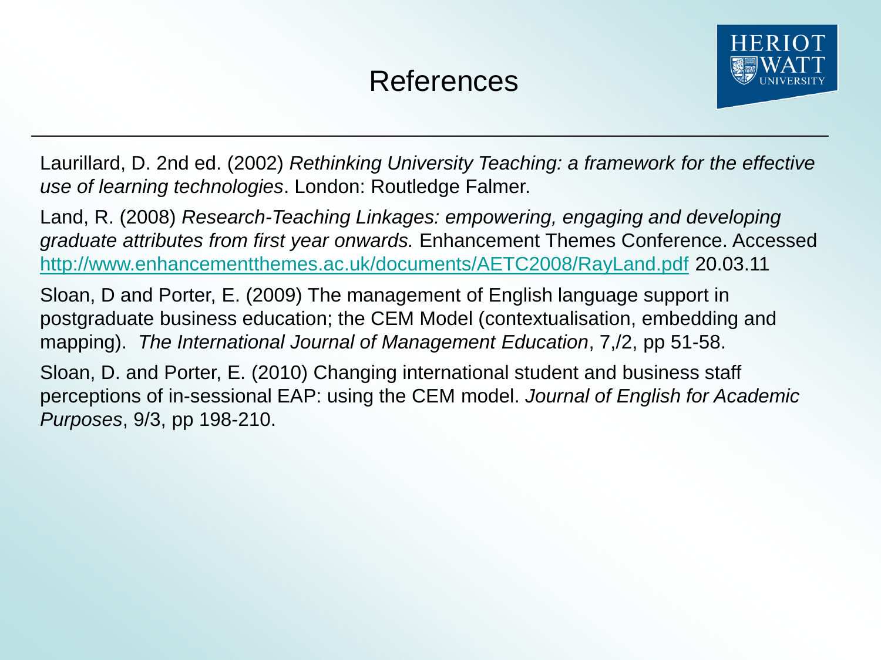# References

Laurillard, D. 2nd ed. (2002) *Rethinking University Teaching: a framework for the effective use of learning technologies*. London: Routledge Falmer.

Land, R. (2008) *Research-Teaching Linkages: empowering, engaging and developing graduate attributes from first year onwards.* Enhancement Themes Conference. Accessed [http://www.enhancementthemes.ac.uk/documents/AETC2008/RayLand.pdf](http://www.enhancementthemes.ac.uk/documents/AETC2008/RayLand.pdf) 20.03.11

Sloan, D and Porter, E. (2009) The management of English language support in postgraduate business education; the CEM Model (contextualisation, embedding and mapping). *The International Journal of Management Education*, 7,/2, pp 51-58.

Sloan, D. and Porter, E. (2010) Changing international student and business staff perceptions of in-sessional EAP: using the CEM model. *Journal of English for Academic Purposes*, 9/3, pp 198-210.